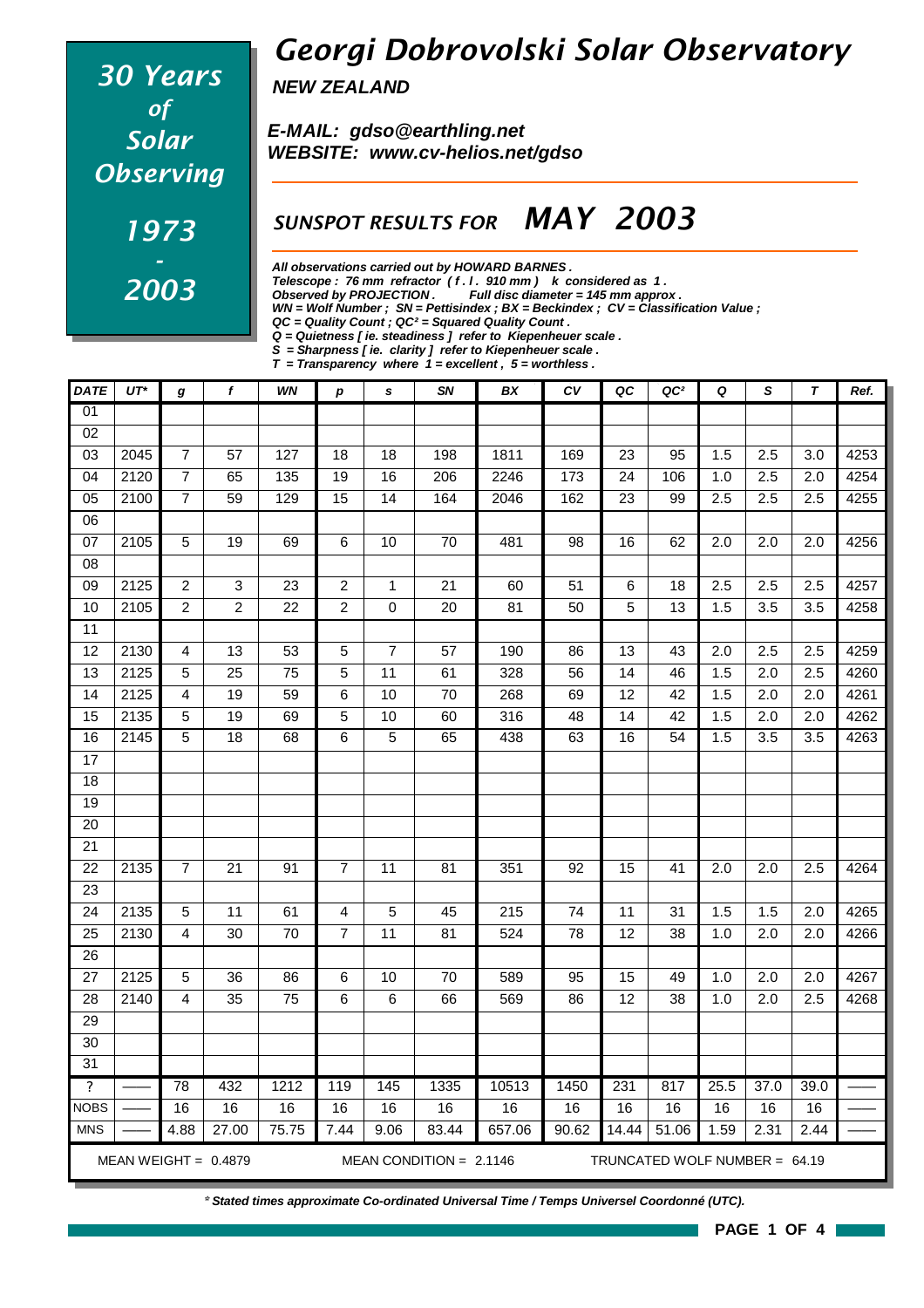# Georgi Dobrovolski Solar Observatory

**NEW ZEALAND**

**E-MAIL: gdso@earthling.net**
**WEBSITE: www.cv-helios.net/gdso**

30 Years of Solar Observing

1973 - 2003

## SUNSPOT RESULTS FOR MAY 2003

*All observations carried out by HOWARD BARNES .*
*Telescope : 76 mm refractor ( f . l . 910 mm ) k considered as 1 .*
*Observed by PROJECTION . Full disc diameter = 145 mm approx .*
*WN = Wolf Number ; SN = Pettisindex ; BX = Beckindex ; CV = Classification Value ;*
*QC = Quality Count ; QC² = Squared Quality Count .*
*Q = Quietness [ ie. steadiness ] refer to Kiepenheuer scale .*
*S = Sharpness [ ie. clarity ] refer to Kiepenheuer scale .*
*T = Transparency where 1 = excellent , 5 = worthless .*

| DATE | UT* | g | f | WN | p | s | SN | BX | CV | QC | QC² | Q | S | T | Ref. |
|---|---|---|---|---|---|---|---|---|---|---|---|---|---|---|---|
| 01 | | | | | | | | | | | | | | | |
| 02 | | | | | | | | | | | | | | | |
| 03 | 2045 | 7 | 57 | 127 | 18 | 18 | 198 | 1811 | 169 | 23 | 95 | 1.5 | 2.5 | 3.0 | 4253 |
| 04 | 2120 | 7 | 65 | 135 | 19 | 16 | 206 | 2246 | 173 | 24 | 106 | 1.0 | 2.5 | 2.0 | 4254 |
| 05 | 2100 | 7 | 59 | 129 | 15 | 14 | 164 | 2046 | 162 | 23 | 99 | 2.5 | 2.5 | 2.5 | 4255 |
| 06 | | | | | | | | | | | | | | | |
| 07 | 2105 | 5 | 19 | 69 | 6 | 10 | 70 | 481 | 98 | 16 | 62 | 2.0 | 2.0 | 2.0 | 4256 |
| 08 | | | | | | | | | | | | | | | |
| 09 | 2125 | 2 | 3 | 23 | 2 | 1 | 21 | 60 | 51 | 6 | 18 | 2.5 | 2.5 | 2.5 | 4257 |
| 10 | 2105 | 2 | 2 | 22 | 2 | 0 | 20 | 81 | 50 | 5 | 13 | 1.5 | 3.5 | 3.5 | 4258 |
| 11 | | | | | | | | | | | | | | | |
| 12 | 2130 | 4 | 13 | 53 | 5 | 7 | 57 | 190 | 86 | 13 | 43 | 2.0 | 2.5 | 2.5 | 4259 |
| 13 | 2125 | 5 | 25 | 75 | 5 | 11 | 61 | 328 | 56 | 14 | 46 | 1.5 | 2.0 | 2.5 | 4260 |
| 14 | 2125 | 4 | 19 | 59 | 6 | 10 | 70 | 268 | 69 | 12 | 42 | 1.5 | 2.0 | 2.0 | 4261 |
| 15 | 2135 | 5 | 19 | 69 | 5 | 10 | 60 | 316 | 48 | 14 | 42 | 1.5 | 2.0 | 2.0 | 4262 |
| 16 | 2145 | 5 | 18 | 68 | 6 | 5 | 65 | 438 | 63 | 16 | 54 | 1.5 | 3.5 | 3.5 | 4263 |
| 17 | | | | | | | | | | | | | | | |
| 18 | | | | | | | | | | | | | | | |
| 19 | | | | | | | | | | | | | | | |
| 20 | | | | | | | | | | | | | | | |
| 21 | | | | | | | | | | | | | | | |
| 22 | 2135 | 7 | 21 | 91 | 7 | 11 | 81 | 351 | 92 | 15 | 41 | 2.0 | 2.0 | 2.5 | 4264 |
| 23 | | | | | | | | | | | | | | | |
| 24 | 2135 | 5 | 11 | 61 | 4 | 5 | 45 | 215 | 74 | 11 | 31 | 1.5 | 1.5 | 2.0 | 4265 |
| 25 | 2130 | 4 | 30 | 70 | 7 | 11 | 81 | 524 | 78 | 12 | 38 | 1.0 | 2.0 | 2.0 | 4266 |
| 26 | | | | | | | | | | | | | | | |
| 27 | 2125 | 5 | 36 | 86 | 6 | 10 | 70 | 589 | 95 | 15 | 49 | 1.0 | 2.0 | 2.0 | 4267 |
| 28 | 2140 | 4 | 35 | 75 | 6 | 6 | 66 | 569 | 86 | 12 | 38 | 1.0 | 2.0 | 2.5 | 4268 |
| 29 | | | | | | | | | | | | | | | |
| 30 | | | | | | | | | | | | | | | |
| 31 | | | | | | | | | | | | | | | |
| ? | —— | 78 | 432 | 1212 | 119 | 145 | 1335 | 10513 | 1450 | 231 | 817 | 25.5 | 37.0 | 39.0 | —— |
| NOBS | —— | 16 | 16 | 16 | 16 | 16 | 16 | 16 | 16 | 16 | 16 | 16 | 16 | 16 | —— |
| MNS | —— | 4.88 | 27.00 | 75.75 | 7.44 | 9.06 | 83.44 | 657.06 | 90.62 | 14.44 | 51.06 | 1.59 | 2.31 | 2.44 | —— |

MEAN WEIGHT = 0.4879 MEAN CONDITION = 2.1146 TRUNCATED WOLF NUMBER = 64.19

*\* Stated times approximate Co-ordinated Universal Time / Temps Universel Coordonné (UTC).*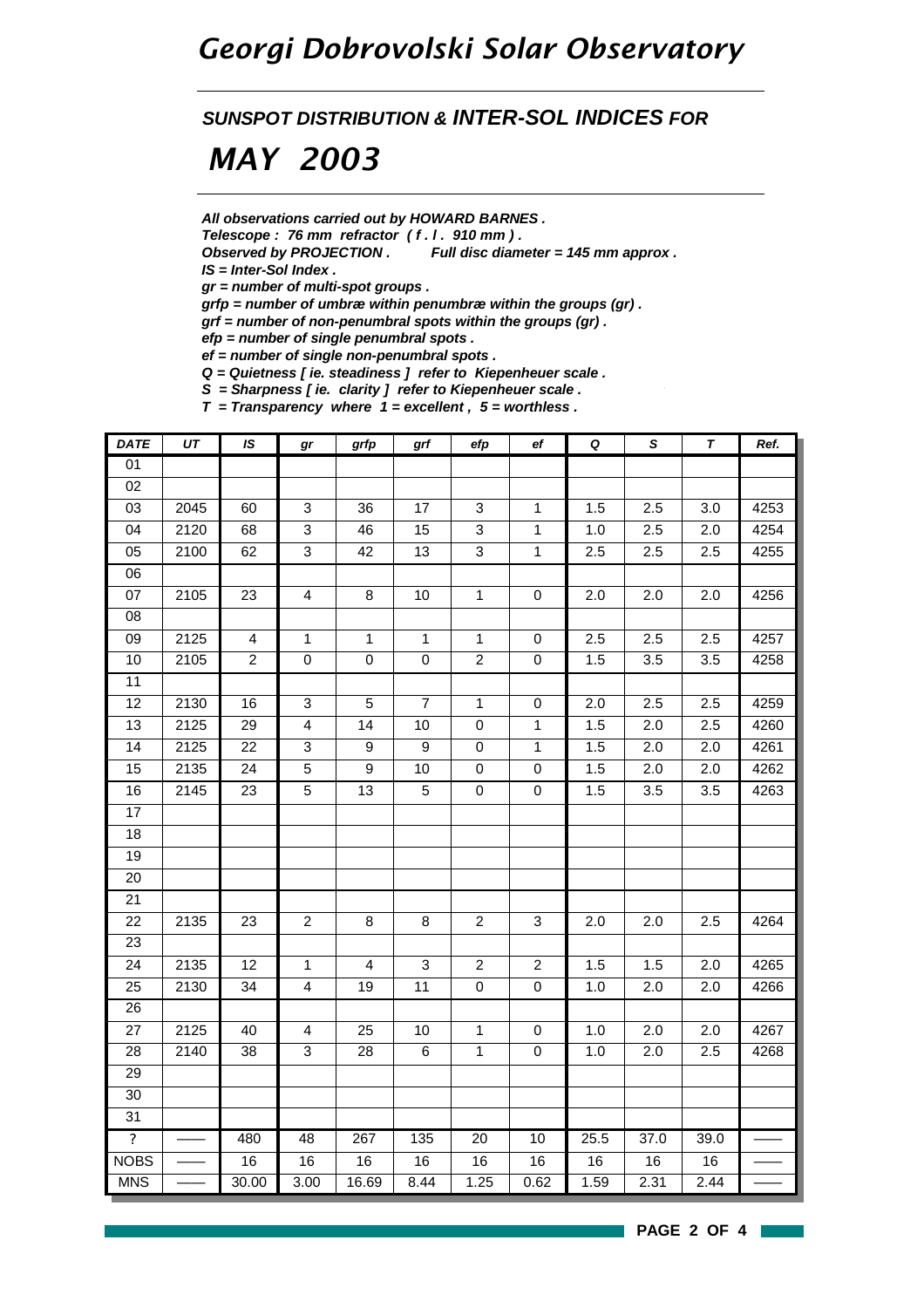# *Georgi Dobrovolski Solar Observatory*

## *SUNSPOT DISTRIBUTION & INTER-SOL INDICES FOR*

# *MAY 2003*

***All observations carried out by HOWARD BARNES .***
***Telescope : 76 mm refractor ( f . l . 910 mm ) .***
***Observed by PROJECTION .     Full disc diameter = 145 mm approx .***
***IS = Inter-Sol Index .***
***gr = number of multi-spot groups .***
***grfp = number of umbræ within penumbræ within the groups (gr) .***
***grf = number of non-penumbral spots within the groups (gr) .***
***efp = number of single penumbral spots .***
***ef = number of single non-penumbral spots .***
***Q = Quietness [ ie. steadiness ] refer to Kiepenheuer scale .***
***S = Sharpness [ ie. clarity ] refer to Kiepenheuer scale .***
***T = Transparency where 1 = excellent , 5 = worthless .***

| DATE | UT | IS | gr | grfp | grf | efp | ef | Q | S | T | Ref. |
|---|---|---|---|---|---|---|---|---|---|---|---|
| 01 | | | | | | | | | | | |
| 02 | | | | | | | | | | | |
| 03 | 2045 | 60 | 3 | 36 | 17 | 3 | 1 | 1.5 | 2.5 | 3.0 | 4253 |
| 04 | 2120 | 68 | 3 | 46 | 15 | 3 | 1 | 1.0 | 2.5 | 2.0 | 4254 |
| 05 | 2100 | 62 | 3 | 42 | 13 | 3 | 1 | 2.5 | 2.5 | 2.5 | 4255 |
| 06 | | | | | | | | | | | |
| 07 | 2105 | 23 | 4 | 8 | 10 | 1 | 0 | 2.0 | 2.0 | 2.0 | 4256 |
| 08 | | | | | | | | | | | |
| 09 | 2125 | 4 | 1 | 1 | 1 | 1 | 0 | 2.5 | 2.5 | 2.5 | 4257 |
| 10 | 2105 | 2 | 0 | 0 | 0 | 2 | 0 | 1.5 | 3.5 | 3.5 | 4258 |
| 11 | | | | | | | | | | | |
| 12 | 2130 | 16 | 3 | 5 | 7 | 1 | 0 | 2.0 | 2.5 | 2.5 | 4259 |
| 13 | 2125 | 29 | 4 | 14 | 10 | 0 | 1 | 1.5 | 2.0 | 2.5 | 4260 |
| 14 | 2125 | 22 | 3 | 9 | 9 | 0 | 1 | 1.5 | 2.0 | 2.0 | 4261 |
| 15 | 2135 | 24 | 5 | 9 | 10 | 0 | 0 | 1.5 | 2.0 | 2.0 | 4262 |
| 16 | 2145 | 23 | 5 | 13 | 5 | 0 | 0 | 1.5 | 3.5 | 3.5 | 4263 |
| 17 | | | | | | | | | | | |
| 18 | | | | | | | | | | | |
| 19 | | | | | | | | | | | |
| 20 | | | | | | | | | | | |
| 21 | | | | | | | | | | | |
| 22 | 2135 | 23 | 2 | 8 | 8 | 2 | 3 | 2.0 | 2.0 | 2.5 | 4264 |
| 23 | | | | | | | | | | | |
| 24 | 2135 | 12 | 1 | 4 | 3 | 2 | 2 | 1.5 | 1.5 | 2.0 | 4265 |
| 25 | 2130 | 34 | 4 | 19 | 11 | 0 | 0 | 1.0 | 2.0 | 2.0 | 4266 |
| 26 | | | | | | | | | | | |
| 27 | 2125 | 40 | 4 | 25 | 10 | 1 | 0 | 1.0 | 2.0 | 2.0 | 4267 |
| 28 | 2140 | 38 | 3 | 28 | 6 | 1 | 0 | 1.0 | 2.0 | 2.5 | 4268 |
| 29 | | | | | | | | | | | |
| 30 | | | | | | | | | | | |
| 31 | | | | | | | | | | | |
| ? | —— | 480 | 48 | 267 | 135 | 20 | 10 | 25.5 | 37.0 | 39.0 | —— |
| NOBS | —— | 16 | 16 | 16 | 16 | 16 | 16 | 16 | 16 | 16 | —— |
| MNS | —— | 30.00 | 3.00 | 16.69 | 8.44 | 1.25 | 0.62 | 1.59 | 2.31 | 2.44 | —— |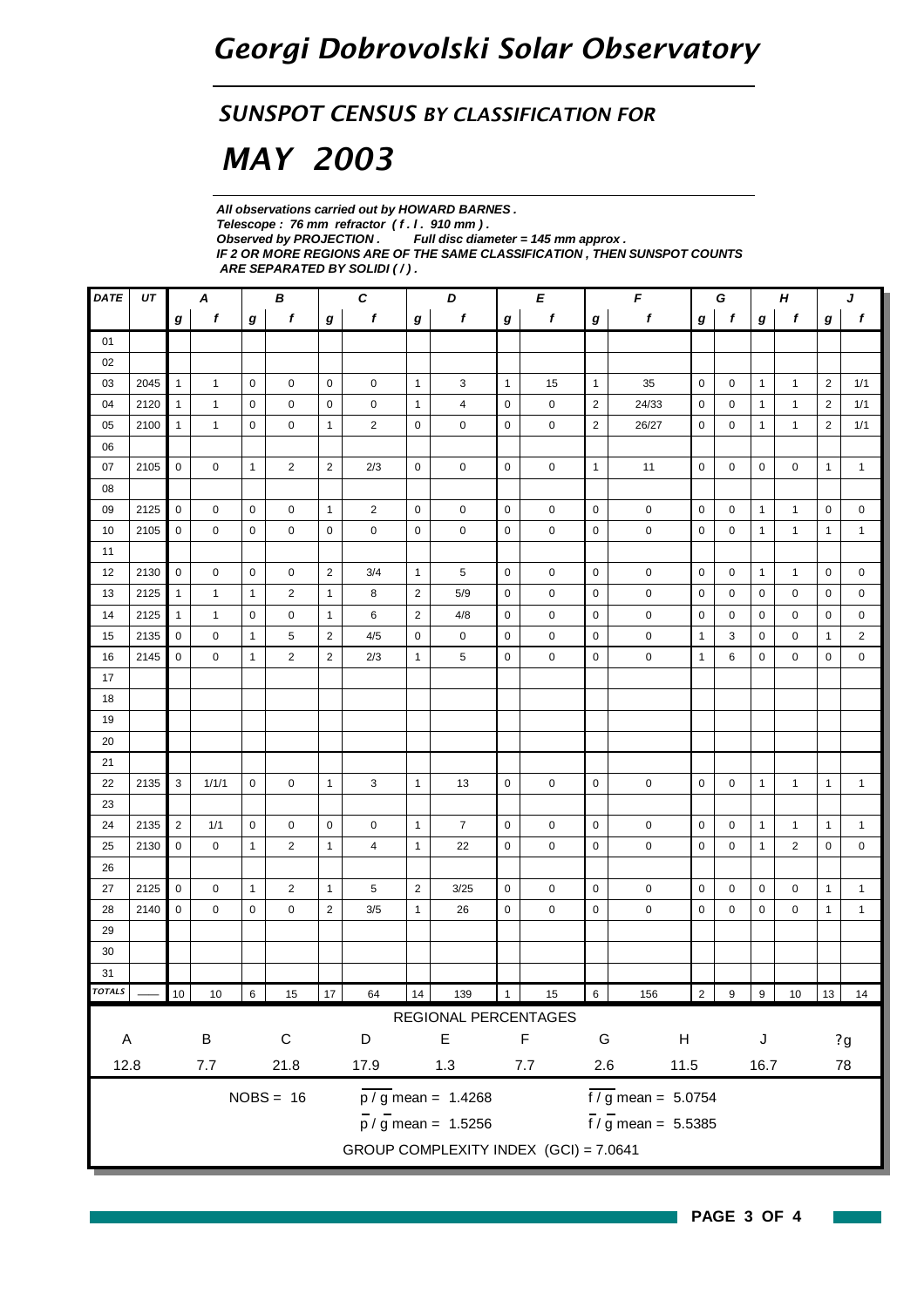# *Georgi Dobrovolski Solar Observatory*

## *SUNSPOT CENSUS BY CLASSIFICATION FOR*

# *MAY 2003*

***All observations carried out by HOWARD BARNES .***
***Telescope : 76 mm refractor ( f . l . 910 mm ) .***
***Observed by PROJECTION .      Full disc diameter = 145 mm approx .***
***IF 2 OR MORE REGIONS ARE OF THE SAME CLASSIFICATION , THEN SUNSPOT COUNTS ARE SEPARATED BY SOLIDI ( / ) .***

| DATE | UT | A | | B | | C | | D | | E | | F | | G | | H | | J | |
|---|---|---|---|---|---|---|---|---|---|---|---|---|---|---|---|---|---|---|---|
| | | g | f | g | f | g | f | g | f | g | f | g | f | g | f | g | f | g | f |
| 01 | | | | | | | | | | | | | | | | | | | |
| 02 | | | | | | | | | | | | | | | | | | | |
| 03 | 2045 | 1 | 1 | 0 | 0 | 0 | 0 | 1 | 3 | 1 | 15 | 1 | 35 | 0 | 0 | 1 | 1 | 2 | 1/1 |
| 04 | 2120 | 1 | 1 | 0 | 0 | 0 | 0 | 1 | 4 | 0 | 0 | 2 | 24/33 | 0 | 0 | 1 | 1 | 2 | 1/1 |
| 05 | 2100 | 1 | 1 | 0 | 0 | 1 | 2 | 0 | 0 | 0 | 0 | 2 | 26/27 | 0 | 0 | 1 | 1 | 2 | 1/1 |
| 06 | | | | | | | | | | | | | | | | | | | |
| 07 | 2105 | 0 | 0 | 1 | 2 | 2 | 2/3 | 0 | 0 | 0 | 0 | 1 | 11 | 0 | 0 | 0 | 0 | 1 | 1 |
| 08 | | | | | | | | | | | | | | | | | | | |
| 09 | 2125 | 0 | 0 | 0 | 0 | 1 | 2 | 0 | 0 | 0 | 0 | 0 | 0 | 0 | 0 | 1 | 1 | 0 | 0 |
| 10 | 2105 | 0 | 0 | 0 | 0 | 0 | 0 | 0 | 0 | 0 | 0 | 0 | 0 | 0 | 0 | 1 | 1 | 1 | 1 |
| 11 | | | | | | | | | | | | | | | | | | | |
| 12 | 2130 | 0 | 0 | 0 | 0 | 2 | 3/4 | 1 | 5 | 0 | 0 | 0 | 0 | 0 | 0 | 1 | 1 | 0 | 0 |
| 13 | 2125 | 1 | 1 | 1 | 2 | 1 | 8 | 2 | 5/9 | 0 | 0 | 0 | 0 | 0 | 0 | 0 | 0 | 0 | 0 |
| 14 | 2125 | 1 | 1 | 0 | 0 | 1 | 6 | 2 | 4/8 | 0 | 0 | 0 | 0 | 0 | 0 | 0 | 0 | 0 | 0 |
| 15 | 2135 | 0 | 0 | 1 | 5 | 2 | 4/5 | 0 | 0 | 0 | 0 | 0 | 0 | 1 | 3 | 0 | 0 | 1 | 2 |
| 16 | 2145 | 0 | 0 | 1 | 2 | 2 | 2/3 | 1 | 5 | 0 | 0 | 0 | 0 | 1 | 6 | 0 | 0 | 0 | 0 |
| 17 | | | | | | | | | | | | | | | | | | | |
| 18 | | | | | | | | | | | | | | | | | | | |
| 19 | | | | | | | | | | | | | | | | | | | |
| 20 | | | | | | | | | | | | | | | | | | | |
| 21 | | | | | | | | | | | | | | | | | | | |
| 22 | 2135 | 3 | 1/1/1 | 0 | 0 | 1 | 3 | 1 | 13 | 0 | 0 | 0 | 0 | 0 | 0 | 1 | 1 | 1 | 1 |
| 23 | | | | | | | | | | | | | | | | | | | |
| 24 | 2135 | 2 | 1/1 | 0 | 0 | 0 | 0 | 1 | 7 | 0 | 0 | 0 | 0 | 0 | 0 | 1 | 1 | 1 | 1 |
| 25 | 2130 | 0 | 0 | 1 | 2 | 1 | 4 | 1 | 22 | 0 | 0 | 0 | 0 | 0 | 0 | 1 | 2 | 0 | 0 |
| 26 | | | | | | | | | | | | | | | | | | | |
| 27 | 2125 | 0 | 0 | 1 | 2 | 1 | 5 | 2 | 3/25 | 0 | 0 | 0 | 0 | 0 | 0 | 0 | 0 | 1 | 1 |
| 28 | 2140 | 0 | 0 | 0 | 0 | 2 | 3/5 | 1 | 26 | 0 | 0 | 0 | 0 | 0 | 0 | 0 | 0 | 1 | 1 |
| 29 | | | | | | | | | | | | | | | | | | | |
| 30 | | | | | | | | | | | | | | | | | | | |
| 31 | | | | | | | | | | | | | | | | | | | |
| TOTALS | | 10 | 10 | 6 | 15 | 17 | 64 | 14 | 139 | 1 | 15 | 6 | 156 | 2 | 9 | 9 | 10 | 13 | 14 |

REGIONAL PERCENTAGES

| A | B | C | D | E | F | G | H | J | ?g |
|---|---|---|---|---|---|---|---|---|---|
| 12.8 | 7.7 | 21.8 | 17.9 | 1.3 | 7.7 | 2.6 | 11.5 | 16.7 | 78 |

NOBS = 16      $\overline{p / g}$ mean = 1.4268      $\overline{f / g}$ mean = 5.0754

$\overline{p} / \overline{g}$ mean = 1.5256      $\overline{f} / \overline{g}$ mean = 5.5385

GROUP COMPLEXITY INDEX (GCI) = 7.0641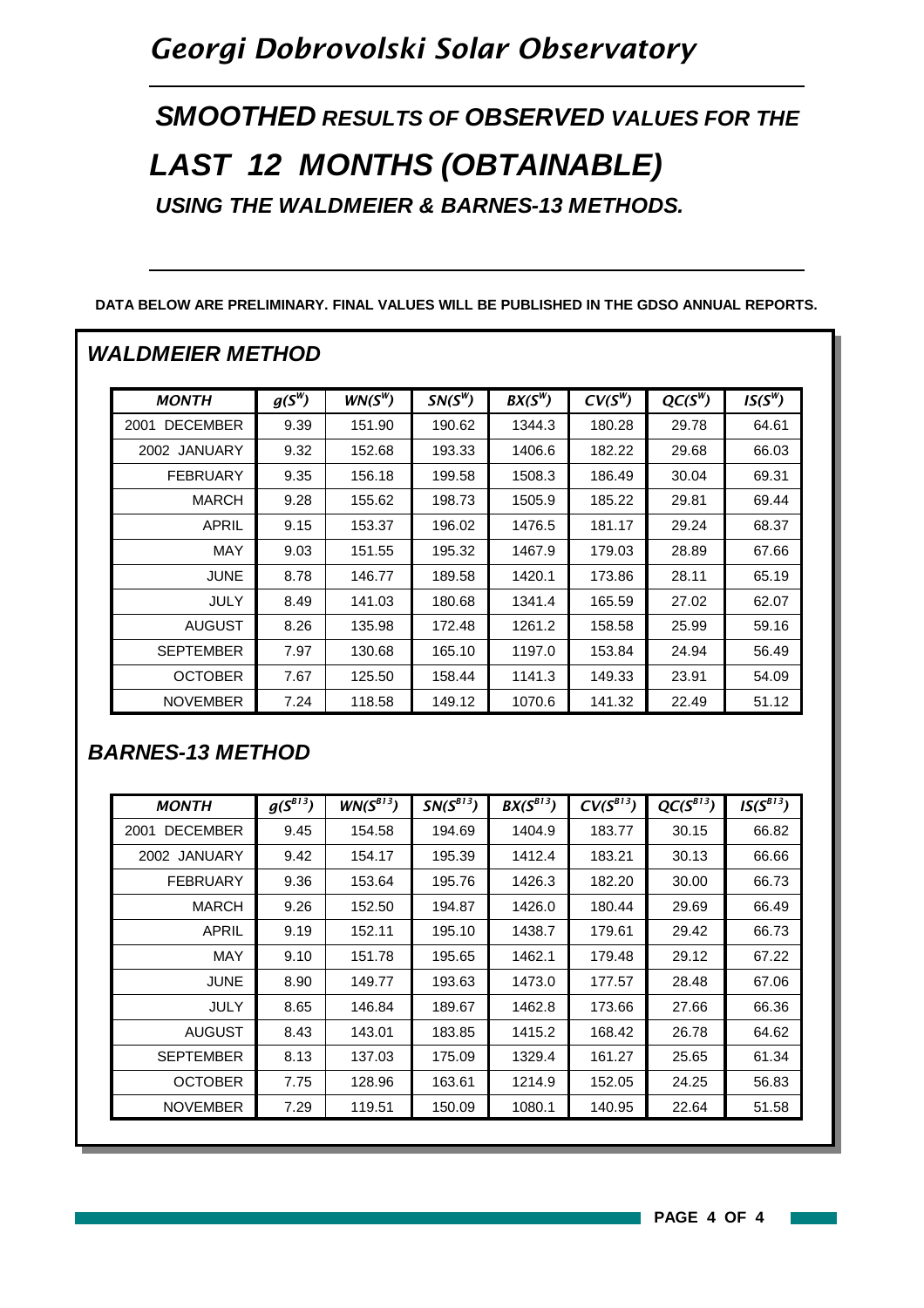# Georgi Dobrovolski Solar Observatory

## SMOOTHED RESULTS OF OBSERVED VALUES FOR THE LAST 12 MONTHS (OBTAINABLE)

### USING THE WALDMEIER & BARNES-13 METHODS.

**DATA BELOW ARE PRELIMINARY. FINAL VALUES WILL BE PUBLISHED IN THE GDSO ANNUAL REPORTS.**

## WALDMEIER METHOD

| MONTH | $g(S^W)$ | $WN(S^W)$ | $SN(S^W)$ | $BX(S^W)$ | $CV(S^W)$ | $QC(S^W)$ | $IS(S^W)$ |
|---|---|---|---|---|---|---|---|
| 2001 DECEMBER | 9.39 | 151.90 | 190.62 | 1344.3 | 180.28 | 29.78 | 64.61 |
| 2002 JANUARY | 9.32 | 152.68 | 193.33 | 1406.6 | 182.22 | 29.68 | 66.03 |
| FEBRUARY | 9.35 | 156.18 | 199.58 | 1508.3 | 186.49 | 30.04 | 69.31 |
| MARCH | 9.28 | 155.62 | 198.73 | 1505.9 | 185.22 | 29.81 | 69.44 |
| APRIL | 9.15 | 153.37 | 196.02 | 1476.5 | 181.17 | 29.24 | 68.37 |
| MAY | 9.03 | 151.55 | 195.32 | 1467.9 | 179.03 | 28.89 | 67.66 |
| JUNE | 8.78 | 146.77 | 189.58 | 1420.1 | 173.86 | 28.11 | 65.19 |
| JULY | 8.49 | 141.03 | 180.68 | 1341.4 | 165.59 | 27.02 | 62.07 |
| AUGUST | 8.26 | 135.98 | 172.48 | 1261.2 | 158.58 | 25.99 | 59.16 |
| SEPTEMBER | 7.97 | 130.68 | 165.10 | 1197.0 | 153.84 | 24.94 | 56.49 |
| OCTOBER | 7.67 | 125.50 | 158.44 | 1141.3 | 149.33 | 23.91 | 54.09 |
| NOVEMBER | 7.24 | 118.58 | 149.12 | 1070.6 | 141.32 | 22.49 | 51.12 |

## BARNES-13 METHOD

| MONTH | $g(S^{B13})$ | $WN(S^{B13})$ | $SN(S^{B13})$ | $BX(S^{B13})$ | $CV(S^{B13})$ | $QC(S^{B13})$ | $IS(S^{B13})$ |
|---|---|---|---|---|---|---|---|
| 2001 DECEMBER | 9.45 | 154.58 | 194.69 | 1404.9 | 183.77 | 30.15 | 66.82 |
| 2002 JANUARY | 9.42 | 154.17 | 195.39 | 1412.4 | 183.21 | 30.13 | 66.66 |
| FEBRUARY | 9.36 | 153.64 | 195.76 | 1426.3 | 182.20 | 30.00 | 66.73 |
| MARCH | 9.26 | 152.50 | 194.87 | 1426.0 | 180.44 | 29.69 | 66.49 |
| APRIL | 9.19 | 152.11 | 195.10 | 1438.7 | 179.61 | 29.42 | 66.73 |
| MAY | 9.10 | 151.78 | 195.65 | 1462.1 | 179.48 | 29.12 | 67.22 |
| JUNE | 8.90 | 149.77 | 193.63 | 1473.0 | 177.57 | 28.48 | 67.06 |
| JULY | 8.65 | 146.84 | 189.67 | 1462.8 | 173.66 | 27.66 | 66.36 |
| AUGUST | 8.43 | 143.01 | 183.85 | 1415.2 | 168.42 | 26.78 | 64.62 |
| SEPTEMBER | 8.13 | 137.03 | 175.09 | 1329.4 | 161.27 | 25.65 | 61.34 |
| OCTOBER | 7.75 | 128.96 | 163.61 | 1214.9 | 152.05 | 24.25 | 56.83 |
| NOVEMBER | 7.29 | 119.51 | 150.09 | 1080.1 | 140.95 | 22.64 | 51.58 |